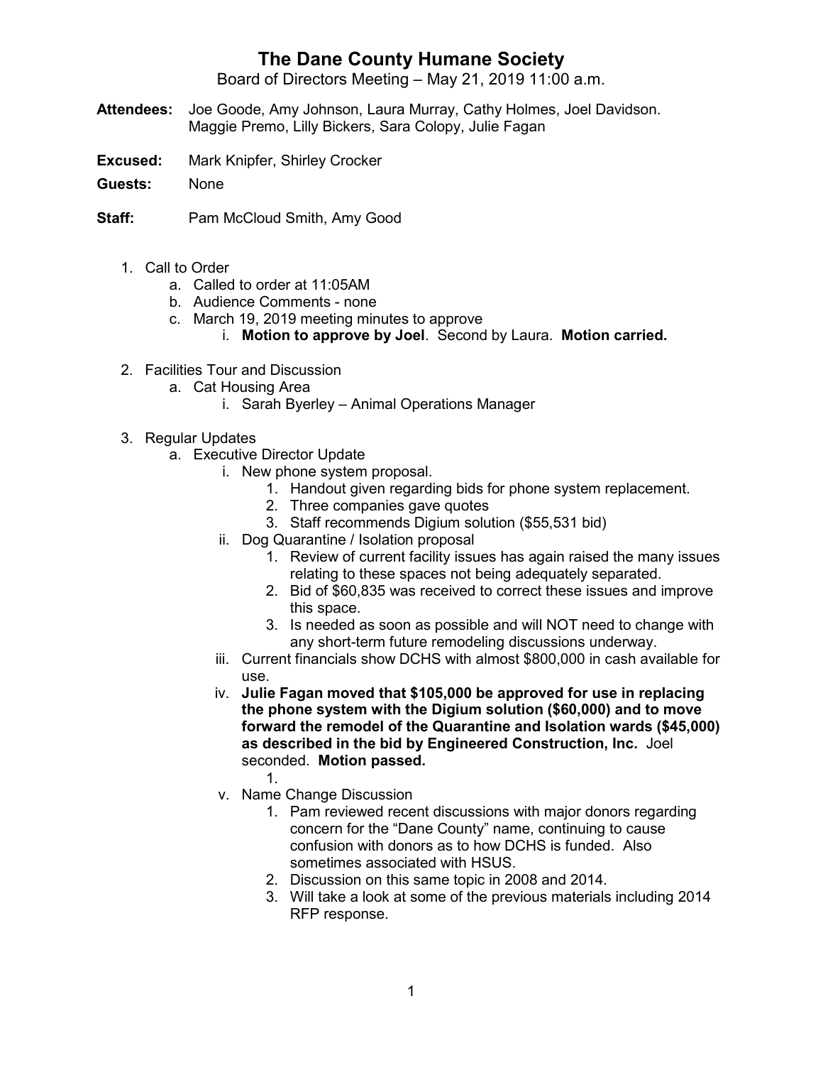# The Dane County Humane Society

Board of Directors Meeting – May 21, 2019 11:00 a.m.

**Attendees:** Joe Goode, Amy Johnson, Laura Murray, Cathy Holmes, Joel Davidson. Maggie Premo, Lilly Bickers, Sara Colopy, Julie Fagan

**Excused:** Mark Knipfer, Shirley Crocker

**Guests:** None

**Staff:** Pam McCloud Smith, Amy Good

1. Call to Order
    a. Called to order at 11:05AM
    b. Audience Comments - none
    c. March 19, 2019 meeting minutes to approve
        i. **Motion to approve by Joel**. Second by Laura. **Motion carried.**

2. Facilities Tour and Discussion
    a. Cat Housing Area
        i. Sarah Byerley – Animal Operations Manager

3. Regular Updates
    a. Executive Director Update
        i. New phone system proposal.
            1. Handout given regarding bids for phone system replacement.
            2. Three companies gave quotes
            3. Staff recommends Digium solution ($55,531 bid)
        ii. Dog Quarantine / Isolation proposal
            1. Review of current facility issues has again raised the many issues relating to these spaces not being adequately separated.
            2. Bid of $60,835 was received to correct these issues and improve this space.
            3. Is needed as soon as possible and will NOT need to change with any short-term future remodeling discussions underway.
        iii. Current financials show DCHS with almost $800,000 in cash available for use.
        iv. **Julie Fagan moved that $105,000 be approved for use in replacing the phone system with the Digium solution ($60,000) and to move forward the remodel of the Quarantine and Isolation wards ($45,000) as described in the bid by Engineered Construction, Inc.** Joel seconded. **Motion passed.**
            1.
        v. Name Change Discussion
            1. Pam reviewed recent discussions with major donors regarding concern for the "Dane County" name, continuing to cause confusion with donors as to how DCHS is funded. Also sometimes associated with HSUS.
            2. Discussion on this same topic in 2008 and 2014.
            3. Will take a look at some of the previous materials including 2014 RFP response.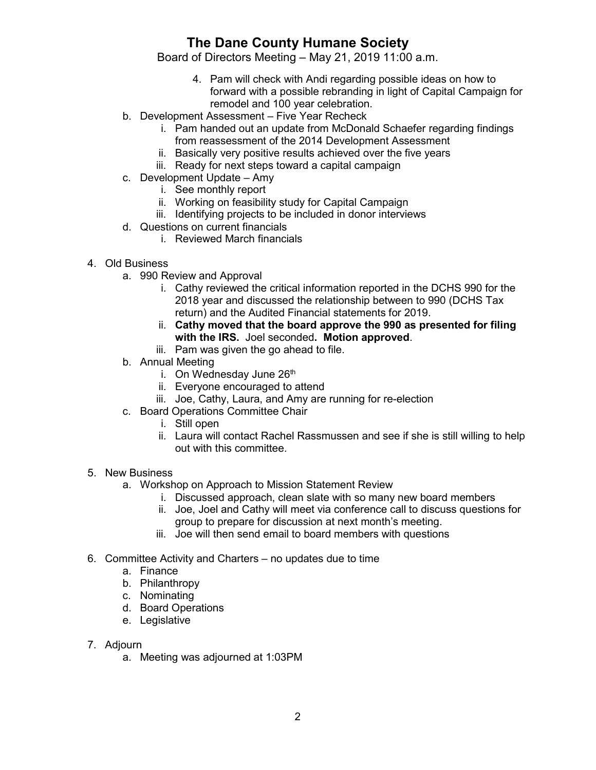# The Dane County Humane Society

Board of Directors Meeting – May 21, 2019 11:00 a.m.

4. Pam will check with Andi regarding possible ideas on how to forward with a possible rebranding in light of Capital Campaign for remodel and 100 year celebration.

b. Development Assessment – Five Year Recheck
   - i. Pam handed out an update from McDonald Schaefer regarding findings from reassessment of the 2014 Development Assessment
   - ii. Basically very positive results achieved over the five years
   - iii. Ready for next steps toward a capital campaign

c. Development Update – Amy
   - i. See monthly report
   - ii. Working on feasibility study for Capital Campaign
   - iii. Identifying projects to be included in donor interviews

d. Questions on current financials
   - i. Reviewed March financials

4. Old Business
   - a. 990 Review and Approval
     - i. Cathy reviewed the critical information reported in the DCHS 990 for the 2018 year and discussed the relationship between to 990 (DCHS Tax return) and the Audited Financial statements for 2019.
     - ii. **Cathy moved that the board approve the 990 as presented for filing with the IRS.** Joel seconded**. Motion approved**.
     - iii. Pam was given the go ahead to file.
   - b. Annual Meeting
     - i. On Wednesday June 26th
     - ii. Everyone encouraged to attend
     - iii. Joe, Cathy, Laura, and Amy are running for re-election
   - c. Board Operations Committee Chair
     - i. Still open
     - ii. Laura will contact Rachel Rassmussen and see if she is still willing to help out with this committee.

5. New Business
   - a. Workshop on Approach to Mission Statement Review
     - i. Discussed approach, clean slate with so many new board members
     - ii. Joe, Joel and Cathy will meet via conference call to discuss questions for group to prepare for discussion at next month's meeting.
     - iii. Joe will then send email to board members with questions

6. Committee Activity and Charters – no updates due to time
   - a. Finance
   - b. Philanthropy
   - c. Nominating
   - d. Board Operations
   - e. Legislative

7. Adjourn
   - a. Meeting was adjourned at 1:03PM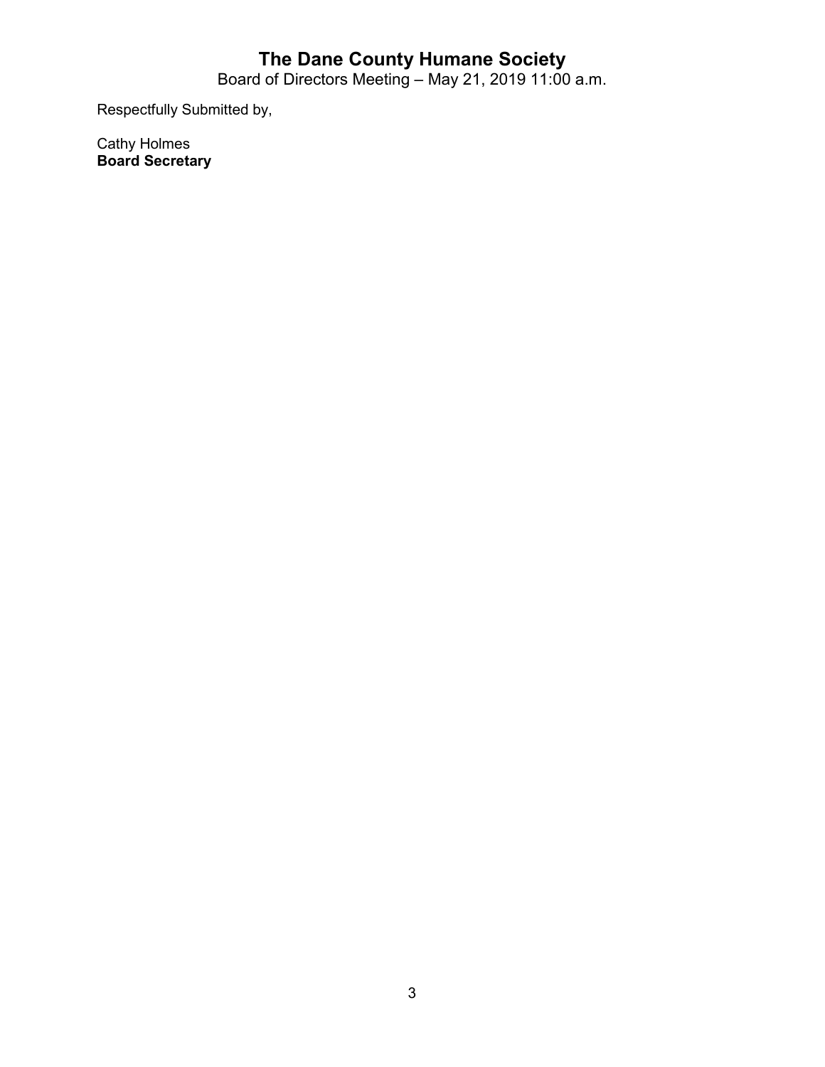Respectfully Submitted by,

Cathy Holmes
**Board Secretary**